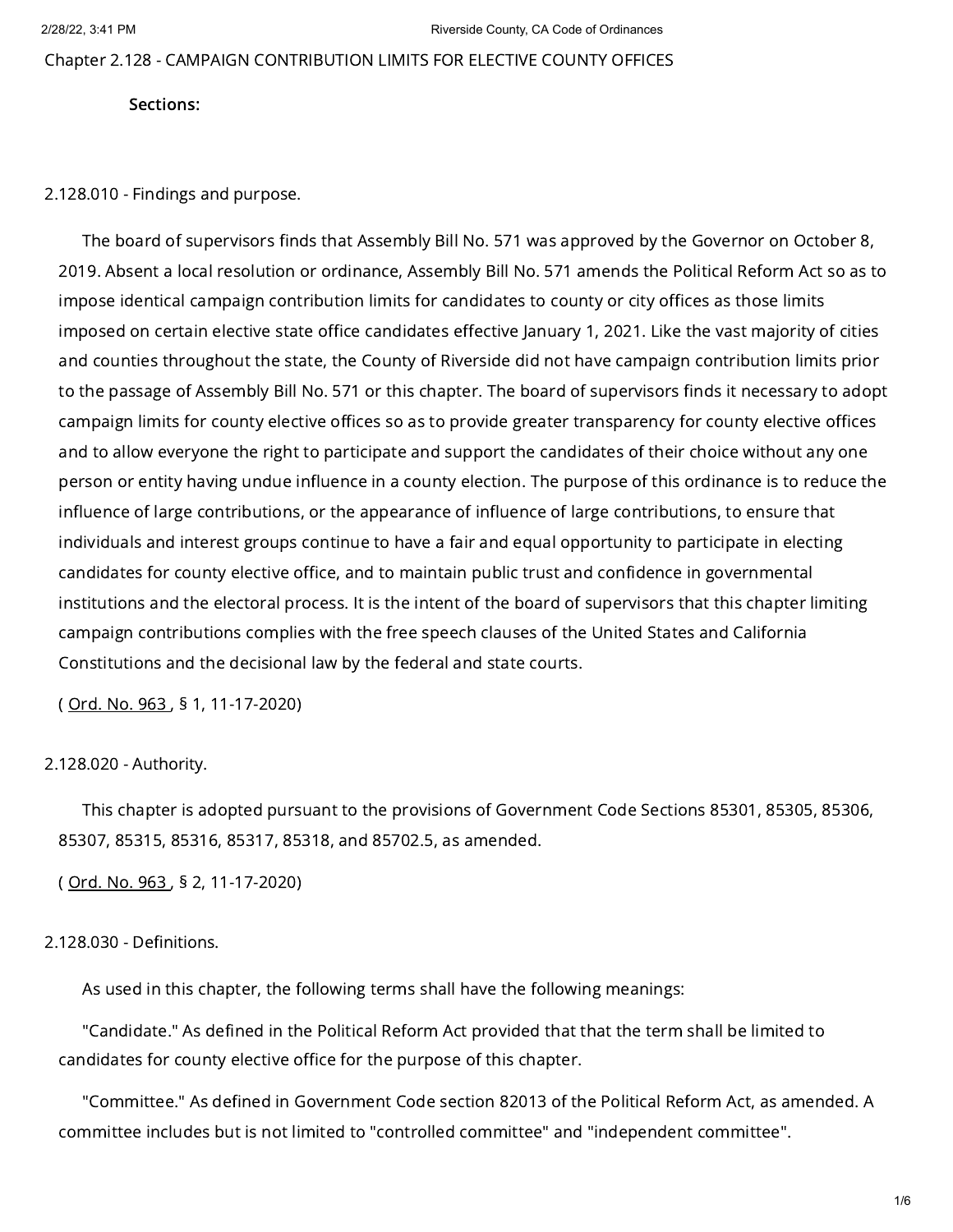# Chapter 2.128 - CAMPAIGN CONTRIBUTION LIMITS FOR ELECTIVE COUNTY OFFICES

**Sections:**

## 2.128.010 - Findings and purpose.

The board of supervisors finds that Assembly Bill No. 571 was approved by the Governor on October 8, 2019. Absent a local resolution or ordinance, Assembly Bill No. 571 amends the Political Reform Act so as to impose identical campaign contribution limits for candidates to county or city offices as those limits imposed on certain elective state office candidates effective January 1, 2021. Like the vast majority of cities and counties throughout the state, the County of Riverside did not have campaign contribution limits prior to the passage of Assembly Bill No. 571 or this chapter. The board of supervisors finds it necessary to adopt campaign limits for county elective offices so as to provide greater transparency for county elective offices and to allow everyone the right to participate and support the candidates of their choice without any one person or entity having undue influence in a county election. The purpose of this ordinance is to reduce the influence of large contributions, or the appearance of influence of large contributions, to ensure that individuals and interest groups continue to have a fair and equal opportunity to participate in electing candidates for county elective office, and to maintain public trust and confidence in governmental institutions and the electoral process. It is the intent of the board of supervisors that this chapter limiting campaign contributions complies with the free speech clauses of the United States and California Constitutions and the decisional law by the federal and state courts.

( Ord. No. 963 , § 1, 11-17-2020)

## 2.128.020 - Authority.

This chapter is adopted pursuant to the provisions of Government Code Sections 85301, 85305, 85306, 85307, 85315, 85316, 85317, 85318, and 85702.5, as amended.

( Ord. No. 963 , § 2, 11-17-2020)

## 2.128.030 - Definitions.

As used in this chapter, the following terms shall have the following meanings:

"Candidate." As defined in the Political Reform Act provided that that the term shall be limited to candidates for county elective office for the purpose of this chapter.

"Committee." As defined in Government Code section 82013 of the Political Reform Act, as amended. A committee includes but is not limited to "controlled committee" and "independent committee".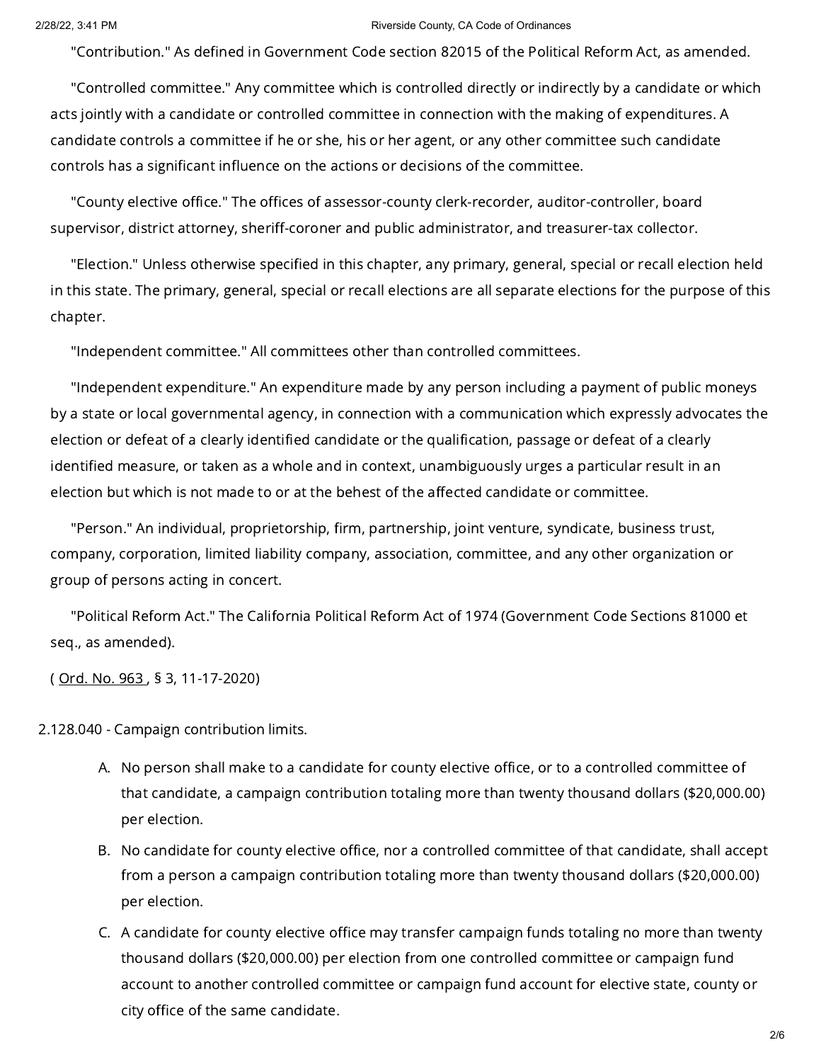"Contribution." As defined in Government Code section 82015 of the Political Reform Act, as amended.

"Controlled committee." Any committee which is controlled directly or indirectly by a candidate or which acts jointly with a candidate or controlled committee in connection with the making of expenditures. A candidate controls a committee if he or she, his or her agent, or any other committee such candidate controls has a significant influence on the actions or decisions of the committee.

"County elective office." The offices of assessor-county clerk-recorder, auditor-controller, board supervisor, district attorney, sheriff-coroner and public administrator, and treasurer-tax collector.

"Election." Unless otherwise specified in this chapter, any primary, general, special or recall election held in this state. The primary, general, special or recall elections are all separate elections for the purpose of this chapter.

"Independent committee." All committees other than controlled committees.

"Independent expenditure." An expenditure made by any person including a payment of public moneys by a state or local governmental agency, in connection with a communication which expressly advocates the election or defeat of a clearly identified candidate or the qualification, passage or defeat of a clearly identified measure, or taken as a whole and in context, unambiguously urges a particular result in an election but which is not made to or at the behest of the affected candidate or committee.

"Person." An individual, proprietorship, firm, partnership, joint venture, syndicate, business trust, company, corporation, limited liability company, association, committee, and any other organization or group of persons acting in concert.

"Political Reform Act." The California Political Reform Act of 1974 (Government Code Sections 81000 et seq., as amended).

( Ord. No. 963 , § 3, 11-17-2020)

2.128.040 - Campaign contribution limits.

A. No person shall make to a candidate for county elective office, or to a controlled committee of that candidate, a campaign contribution totaling more than twenty thousand dollars ($20,000.00) per election.

B. No candidate for county elective office, nor a controlled committee of that candidate, shall accept from a person a campaign contribution totaling more than twenty thousand dollars ($20,000.00) per election.

C. A candidate for county elective office may transfer campaign funds totaling no more than twenty thousand dollars ($20,000.00) per election from one controlled committee or campaign fund account to another controlled committee or campaign fund account for elective state, county or city office of the same candidate.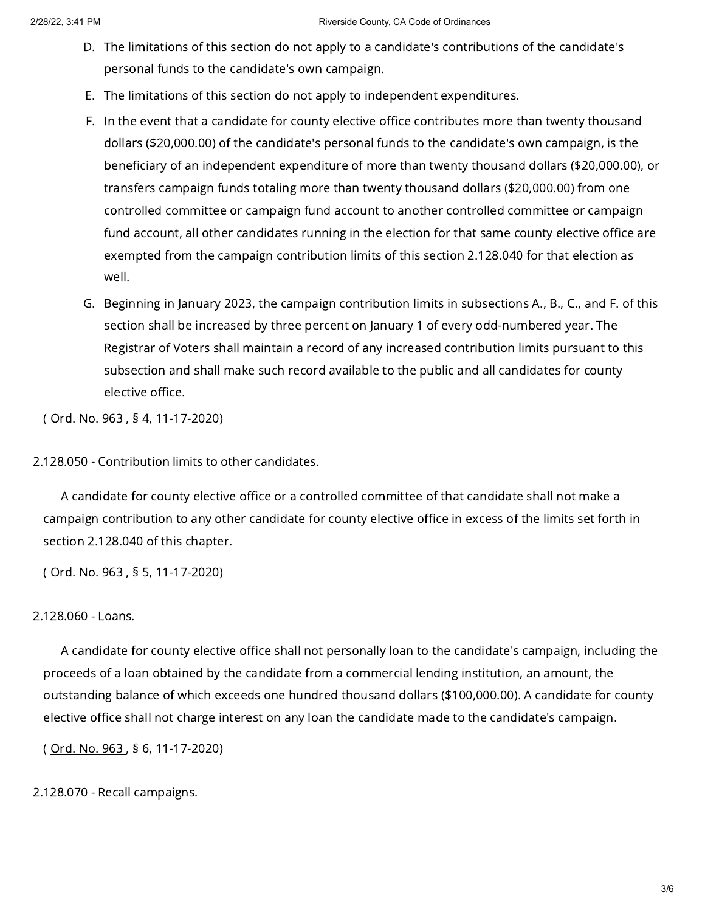D. The limitations of this section do not apply to a candidate's contributions of the candidate's personal funds to the candidate's own campaign.

E. The limitations of this section do not apply to independent expenditures.

F. In the event that a candidate for county elective office contributes more than twenty thousand dollars ($20,000.00) of the candidate's personal funds to the candidate's own campaign, is the beneficiary of an independent expenditure of more than twenty thousand dollars ($20,000.00), or transfers campaign funds totaling more than twenty thousand dollars ($20,000.00) from one controlled committee or campaign fund account to another controlled committee or campaign fund account, all other candidates running in the election for that same county elective office are exempted from the campaign contribution limits of this section 2.128.040 for that election as well.

G. Beginning in January 2023, the campaign contribution limits in subsections A., B., C., and F. of this section shall be increased by three percent on January 1 of every odd-numbered year. The Registrar of Voters shall maintain a record of any increased contribution limits pursuant to this subsection and shall make such record available to the public and all candidates for county elective office.

( Ord. No. 963 , § 4, 11-17-2020)

2.128.050 - Contribution limits to other candidates.

A candidate for county elective office or a controlled committee of that candidate shall not make a campaign contribution to any other candidate for county elective office in excess of the limits set forth in section 2.128.040 of this chapter.

( Ord. No. 963 , § 5, 11-17-2020)

2.128.060 - Loans.

A candidate for county elective office shall not personally loan to the candidate's campaign, including the proceeds of a loan obtained by the candidate from a commercial lending institution, an amount, the outstanding balance of which exceeds one hundred thousand dollars ($100,000.00). A candidate for county elective office shall not charge interest on any loan the candidate made to the candidate's campaign.

( Ord. No. 963 , § 6, 11-17-2020)

2.128.070 - Recall campaigns.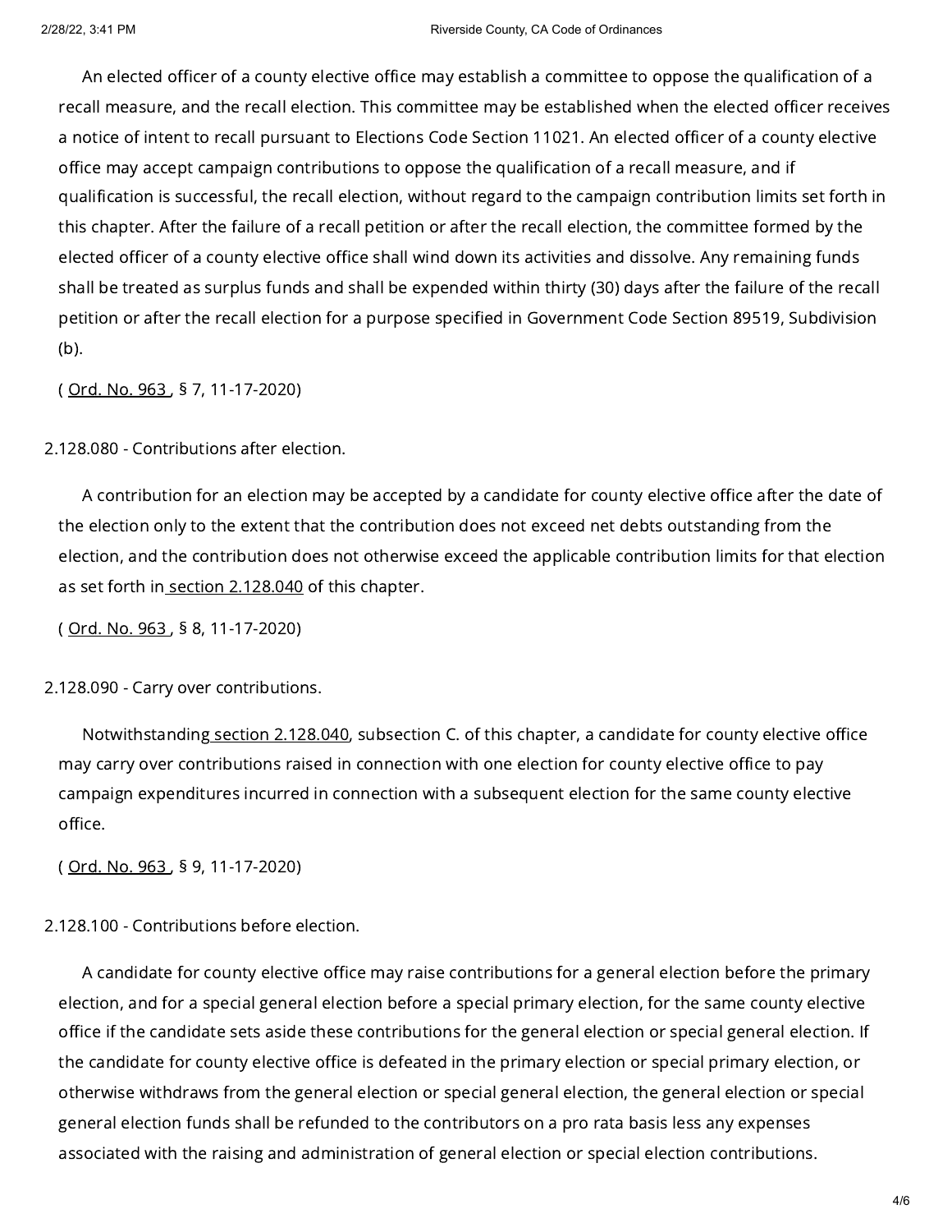An elected officer of a county elective office may establish a committee to oppose the qualification of a recall measure, and the recall election. This committee may be established when the elected officer receives a notice of intent to recall pursuant to Elections Code Section 11021. An elected officer of a county elective office may accept campaign contributions to oppose the qualification of a recall measure, and if qualification is successful, the recall election, without regard to the campaign contribution limits set forth in this chapter. After the failure of a recall petition or after the recall election, the committee formed by the elected officer of a county elective office shall wind down its activities and dissolve. Any remaining funds shall be treated as surplus funds and shall be expended within thirty (30) days after the failure of the recall petition or after the recall election for a purpose specified in Government Code Section 89519, Subdivision (b).

( Ord. No. 963 , § 7, 11-17-2020)

### 2.128.080 - Contributions after election.

A contribution for an election may be accepted by a candidate for county elective office after the date of the election only to the extent that the contribution does not exceed net debts outstanding from the election, and the contribution does not otherwise exceed the applicable contribution limits for that election as set forth in section 2.128.040 of this chapter.

( Ord. No. 963 , § 8, 11-17-2020)

### 2.128.090 - Carry over contributions.

Notwithstanding section 2.128.040, subsection C. of this chapter, a candidate for county elective office may carry over contributions raised in connection with one election for county elective office to pay campaign expenditures incurred in connection with a subsequent election for the same county elective office.

( Ord. No. 963 , § 9, 11-17-2020)

### 2.128.100 - Contributions before election.

A candidate for county elective office may raise contributions for a general election before the primary election, and for a special general election before a special primary election, for the same county elective office if the candidate sets aside these contributions for the general election or special general election. If the candidate for county elective office is defeated in the primary election or special primary election, or otherwise withdraws from the general election or special general election, the general election or special general election funds shall be refunded to the contributors on a pro rata basis less any expenses associated with the raising and administration of general election or special election contributions.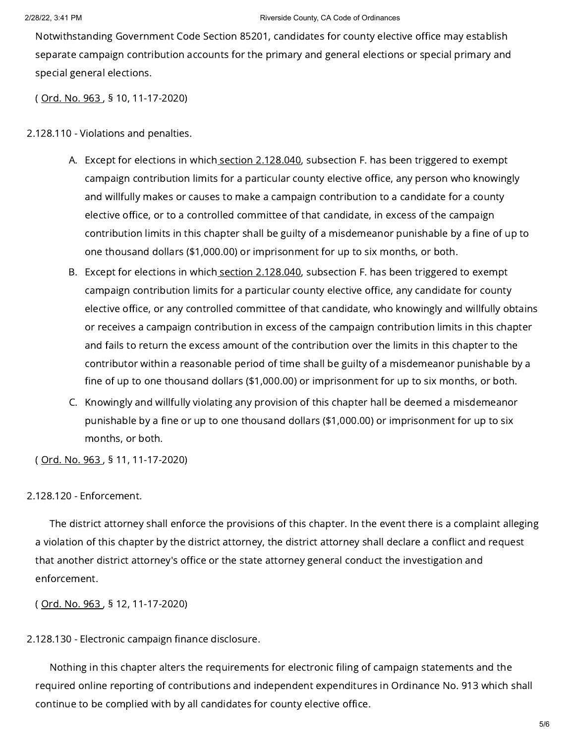Notwithstanding Government Code Section 85201, candidates for county elective office may establish separate campaign contribution accounts for the primary and general elections or special primary and special general elections.

( Ord. No. 963 , § 10, 11-17-2020)

2.128.110 - Violations and penalties.

A. Except for elections in which section 2.128.040, subsection F. has been triggered to exempt campaign contribution limits for a particular county elective office, any person who knowingly and willfully makes or causes to make a campaign contribution to a candidate for a county elective office, or to a controlled committee of that candidate, in excess of the campaign contribution limits in this chapter shall be guilty of a misdemeanor punishable by a fine of up to one thousand dollars ($1,000.00) or imprisonment for up to six months, or both.

B. Except for elections in which section 2.128.040, subsection F. has been triggered to exempt campaign contribution limits for a particular county elective office, any candidate for county elective office, or any controlled committee of that candidate, who knowingly and willfully obtains or receives a campaign contribution in excess of the campaign contribution limits in this chapter and fails to return the excess amount of the contribution over the limits in this chapter to the contributor within a reasonable period of time shall be guilty of a misdemeanor punishable by a fine of up to one thousand dollars ($1,000.00) or imprisonment for up to six months, or both.

C. Knowingly and willfully violating any provision of this chapter hall be deemed a misdemeanor punishable by a fine or up to one thousand dollars ($1,000.00) or imprisonment for up to six months, or both.

( Ord. No. 963 , § 11, 11-17-2020)

2.128.120 - Enforcement.

The district attorney shall enforce the provisions of this chapter. In the event there is a complaint alleging a violation of this chapter by the district attorney, the district attorney shall declare a conflict and request that another district attorney's office or the state attorney general conduct the investigation and enforcement.

( Ord. No. 963 , § 12, 11-17-2020)

2.128.130 - Electronic campaign finance disclosure.

Nothing in this chapter alters the requirements for electronic filing of campaign statements and the required online reporting of contributions and independent expenditures in Ordinance No. 913 which shall continue to be complied with by all candidates for county elective office.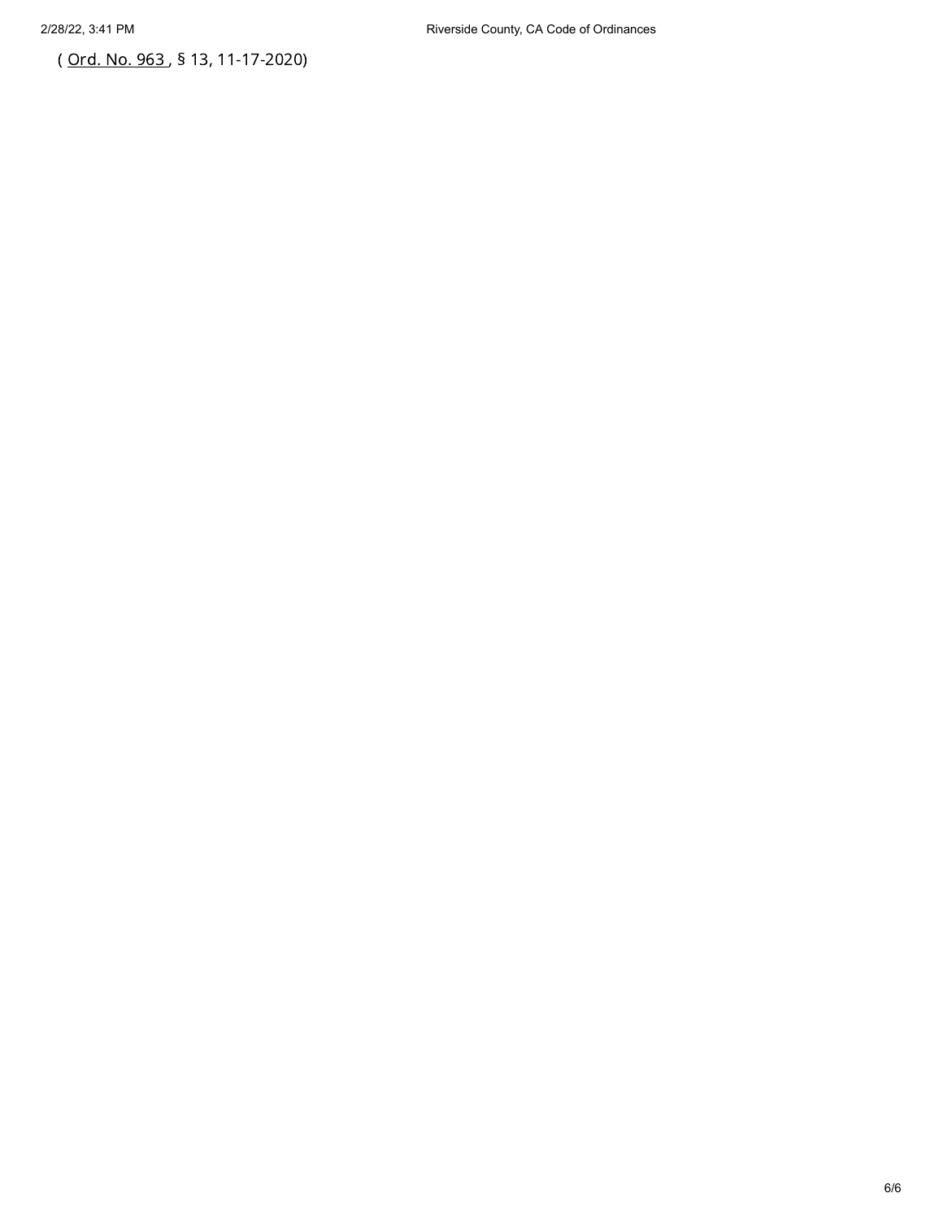( Ord. No. 963 , § 13, 11-17-2020)